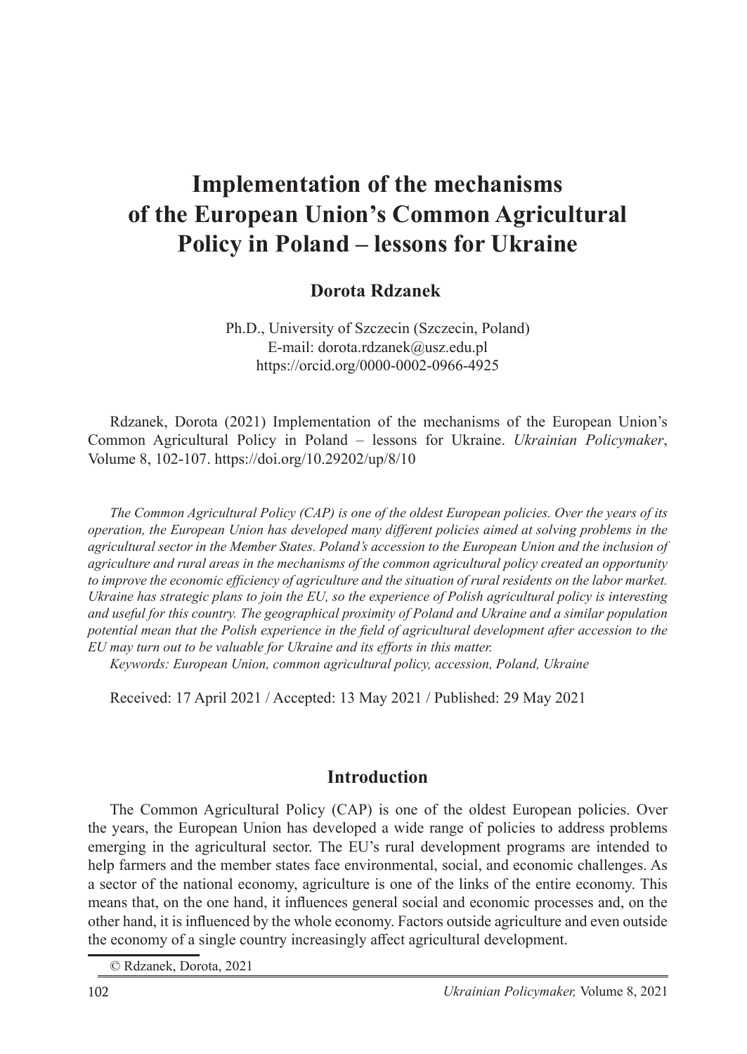# Implementation of the mechanisms of the European Union's Common Agricultural Policy in Poland – lessons for Ukraine

**Dorota Rdzanek**

Ph.D., University of Szczecin (Szczecin, Poland)
E-mail: dorota.rdzanek@usz.edu.pl
https://orcid.org/0000-0002-0966-4925

Rdzanek, Dorota (2021) Implementation of the mechanisms of the European Union's Common Agricultural Policy in Poland – lessons for Ukraine. *Ukrainian Policymaker*, Volume 8, 102-107. https://doi.org/10.29202/up/8/10

*The Common Agricultural Policy (CAP) is one of the oldest European policies. Over the years of its operation, the European Union has developed many different policies aimed at solving problems in the agricultural sector in the Member States. Poland's accession to the European Union and the inclusion of agriculture and rural areas in the mechanisms of the common agricultural policy created an opportunity to improve the economic efficiency of agriculture and the situation of rural residents on the labor market. Ukraine has strategic plans to join the EU, so the experience of Polish agricultural policy is interesting and useful for this country. The geographical proximity of Poland and Ukraine and a similar population potential mean that the Polish experience in the field of agricultural development after accession to the EU may turn out to be valuable for Ukraine and its efforts in this matter.*

*Keywords: European Union, common agricultural policy, accession, Poland, Ukraine*

Received: 17 April 2021 / Accepted: 13 May 2021 / Published: 29 May 2021

## Introduction

The Common Agricultural Policy (CAP) is one of the oldest European policies. Over the years, the European Union has developed a wide range of policies to address problems emerging in the agricultural sector. The EU's rural development programs are intended to help farmers and the member states face environmental, social, and economic challenges. As a sector of the national economy, agriculture is one of the links of the entire economy. This means that, on the one hand, it influences general social and economic processes and, on the other hand, it is influenced by the whole economy. Factors outside agriculture and even outside the economy of a single country increasingly affect agricultural development.

© Rdzanek, Dorota, 2021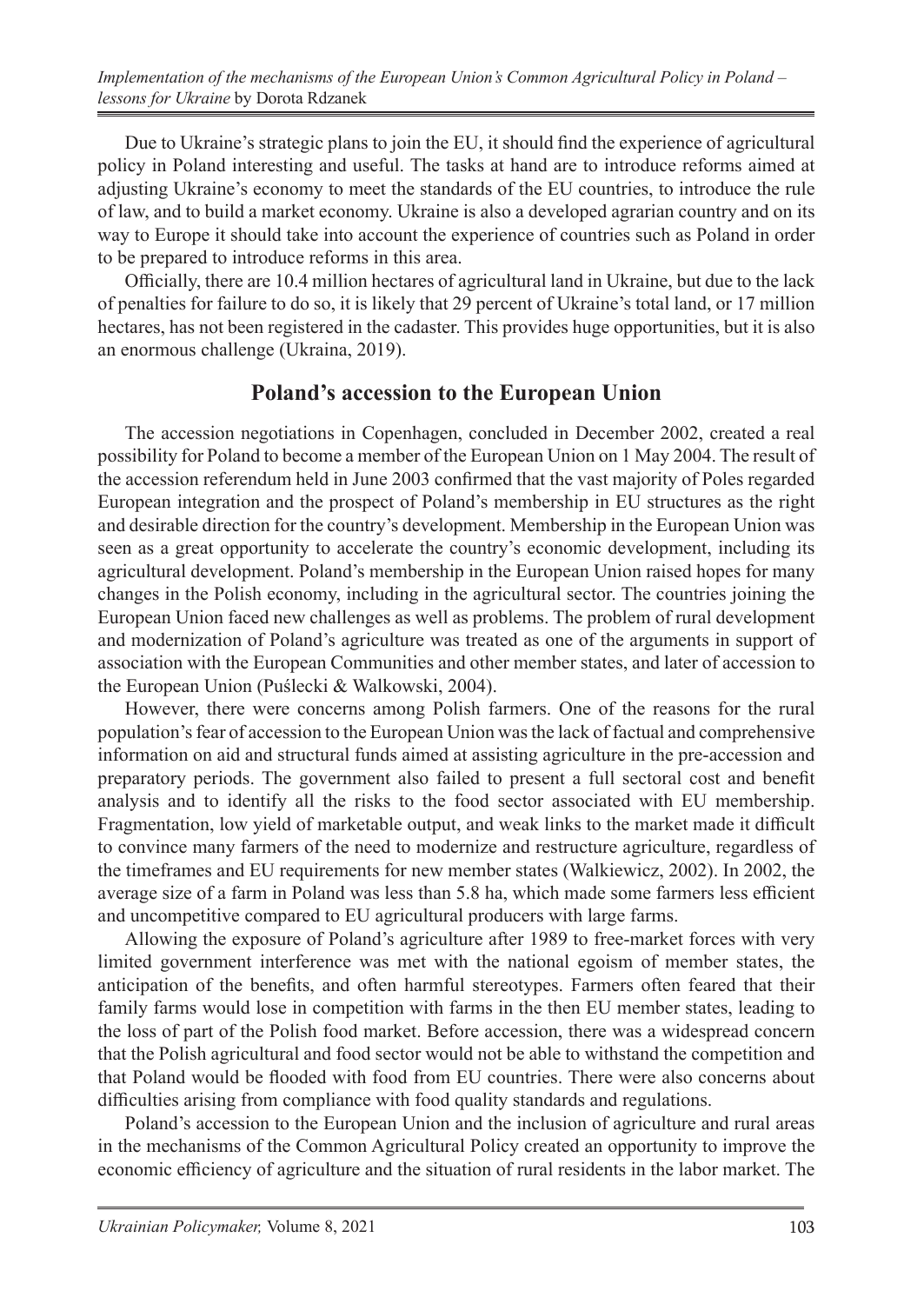Due to Ukraine's strategic plans to join the EU, it should find the experience of agricultural policy in Poland interesting and useful. The tasks at hand are to introduce reforms aimed at adjusting Ukraine's economy to meet the standards of the EU countries, to introduce the rule of law, and to build a market economy. Ukraine is also a developed agrarian country and on its way to Europe it should take into account the experience of countries such as Poland in order to be prepared to introduce reforms in this area.

Officially, there are 10.4 million hectares of agricultural land in Ukraine, but due to the lack of penalties for failure to do so, it is likely that 29 percent of Ukraine's total land, or 17 million hectares, has not been registered in the cadaster. This provides huge opportunities, but it is also an enormous challenge (Ukraina, 2019).

## Poland's accession to the European Union

The accession negotiations in Copenhagen, concluded in December 2002, created a real possibility for Poland to become a member of the European Union on 1 May 2004. The result of the accession referendum held in June 2003 confirmed that the vast majority of Poles regarded European integration and the prospect of Poland's membership in EU structures as the right and desirable direction for the country's development. Membership in the European Union was seen as a great opportunity to accelerate the country's economic development, including its agricultural development. Poland's membership in the European Union raised hopes for many changes in the Polish economy, including in the agricultural sector. The countries joining the European Union faced new challenges as well as problems. The problem of rural development and modernization of Poland's agriculture was treated as one of the arguments in support of association with the European Communities and other member states, and later of accession to the European Union (Puślecki & Walkowski, 2004).

However, there were concerns among Polish farmers. One of the reasons for the rural population's fear of accession to the European Union was the lack of factual and comprehensive information on aid and structural funds aimed at assisting agriculture in the pre-accession and preparatory periods. The government also failed to present a full sectoral cost and benefit analysis and to identify all the risks to the food sector associated with EU membership. Fragmentation, low yield of marketable output, and weak links to the market made it difficult to convince many farmers of the need to modernize and restructure agriculture, regardless of the timeframes and EU requirements for new member states (Walkiewicz, 2002). In 2002, the average size of a farm in Poland was less than 5.8 ha, which made some farmers less efficient and uncompetitive compared to EU agricultural producers with large farms.

Allowing the exposure of Poland's agriculture after 1989 to free-market forces with very limited government interference was met with the national egoism of member states, the anticipation of the benefits, and often harmful stereotypes. Farmers often feared that their family farms would lose in competition with farms in the then EU member states, leading to the loss of part of the Polish food market. Before accession, there was a widespread concern that the Polish agricultural and food sector would not be able to withstand the competition and that Poland would be flooded with food from EU countries. There were also concerns about difficulties arising from compliance with food quality standards and regulations.

Poland's accession to the European Union and the inclusion of agriculture and rural areas in the mechanisms of the Common Agricultural Policy created an opportunity to improve the economic efficiency of agriculture and the situation of rural residents in the labor market. The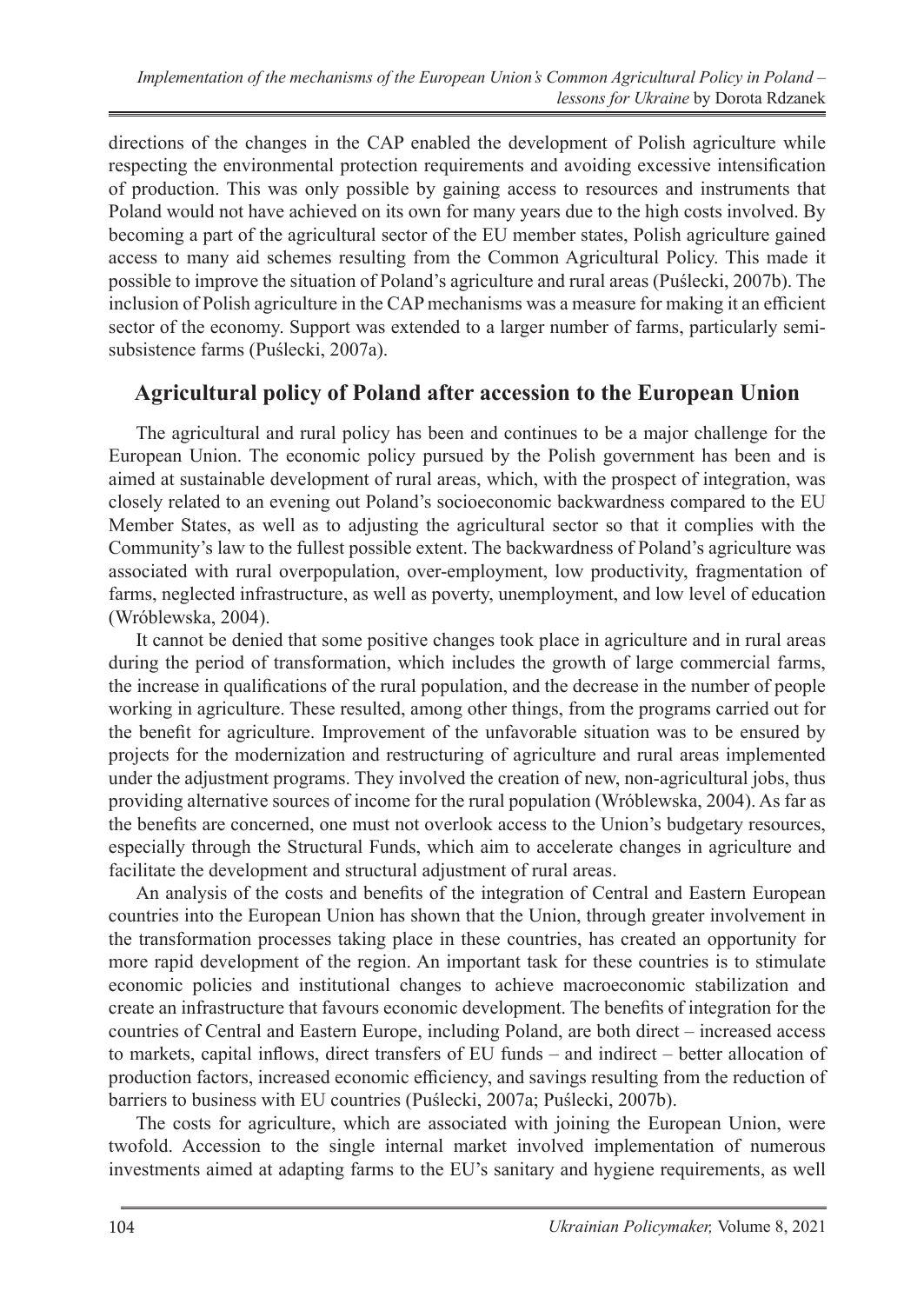directions of the changes in the CAP enabled the development of Polish agriculture while respecting the environmental protection requirements and avoiding excessive intensification of production. This was only possible by gaining access to resources and instruments that Poland would not have achieved on its own for many years due to the high costs involved. By becoming a part of the agricultural sector of the EU member states, Polish agriculture gained access to many aid schemes resulting from the Common Agricultural Policy. This made it possible to improve the situation of Poland's agriculture and rural areas (Puślecki, 2007b). The inclusion of Polish agriculture in the CAP mechanisms was a measure for making it an efficient sector of the economy. Support was extended to a larger number of farms, particularly semi-subsistence farms (Puślecki, 2007a).

## Agricultural policy of Poland after accession to the European Union

The agricultural and rural policy has been and continues to be a major challenge for the European Union. The economic policy pursued by the Polish government has been and is aimed at sustainable development of rural areas, which, with the prospect of integration, was closely related to an evening out Poland's socioeconomic backwardness compared to the EU Member States, as well as to adjusting the agricultural sector so that it complies with the Community's law to the fullest possible extent. The backwardness of Poland's agriculture was associated with rural overpopulation, over-employment, low productivity, fragmentation of farms, neglected infrastructure, as well as poverty, unemployment, and low level of education (Wróblewska, 2004).

It cannot be denied that some positive changes took place in agriculture and in rural areas during the period of transformation, which includes the growth of large commercial farms, the increase in qualifications of the rural population, and the decrease in the number of people working in agriculture. These resulted, among other things, from the programs carried out for the benefit for agriculture. Improvement of the unfavorable situation was to be ensured by projects for the modernization and restructuring of agriculture and rural areas implemented under the adjustment programs. They involved the creation of new, non-agricultural jobs, thus providing alternative sources of income for the rural population (Wróblewska, 2004). As far as the benefits are concerned, one must not overlook access to the Union's budgetary resources, especially through the Structural Funds, which aim to accelerate changes in agriculture and facilitate the development and structural adjustment of rural areas.

An analysis of the costs and benefits of the integration of Central and Eastern European countries into the European Union has shown that the Union, through greater involvement in the transformation processes taking place in these countries, has created an opportunity for more rapid development of the region. An important task for these countries is to stimulate economic policies and institutional changes to achieve macroeconomic stabilization and create an infrastructure that favours economic development. The benefits of integration for the countries of Central and Eastern Europe, including Poland, are both direct – increased access to markets, capital inflows, direct transfers of EU funds – and indirect – better allocation of production factors, increased economic efficiency, and savings resulting from the reduction of barriers to business with EU countries (Puślecki, 2007a; Puślecki, 2007b).

The costs for agriculture, which are associated with joining the European Union, were twofold. Accession to the single internal market involved implementation of numerous investments aimed at adapting farms to the EU's sanitary and hygiene requirements, as well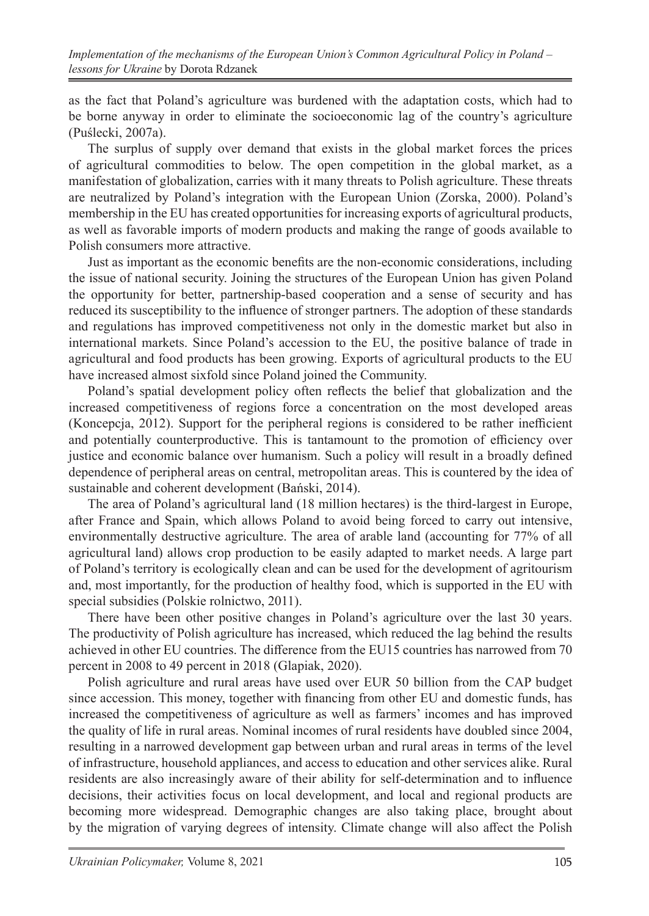as the fact that Poland's agriculture was burdened with the adaptation costs, which had to be borne anyway in order to eliminate the socioeconomic lag of the country's agriculture (Puślecki, 2007a).

The surplus of supply over demand that exists in the global market forces the prices of agricultural commodities to below. The open competition in the global market, as a manifestation of globalization, carries with it many threats to Polish agriculture. These threats are neutralized by Poland's integration with the European Union (Zorska, 2000). Poland's membership in the EU has created opportunities for increasing exports of agricultural products, as well as favorable imports of modern products and making the range of goods available to Polish consumers more attractive.

Just as important as the economic benefits are the non-economic considerations, including the issue of national security. Joining the structures of the European Union has given Poland the opportunity for better, partnership-based cooperation and a sense of security and has reduced its susceptibility to the influence of stronger partners. The adoption of these standards and regulations has improved competitiveness not only in the domestic market but also in international markets. Since Poland's accession to the EU, the positive balance of trade in agricultural and food products has been growing. Exports of agricultural products to the EU have increased almost sixfold since Poland joined the Community.

Poland's spatial development policy often reflects the belief that globalization and the increased competitiveness of regions force a concentration on the most developed areas (Koncepcja, 2012). Support for the peripheral regions is considered to be rather inefficient and potentially counterproductive. This is tantamount to the promotion of efficiency over justice and economic balance over humanism. Such a policy will result in a broadly defined dependence of peripheral areas on central, metropolitan areas. This is countered by the idea of sustainable and coherent development (Bański, 2014).

The area of Poland's agricultural land (18 million hectares) is the third-largest in Europe, after France and Spain, which allows Poland to avoid being forced to carry out intensive, environmentally destructive agriculture. The area of arable land (accounting for 77% of all agricultural land) allows crop production to be easily adapted to market needs. A large part of Poland's territory is ecologically clean and can be used for the development of agritourism and, most importantly, for the production of healthy food, which is supported in the EU with special subsidies (Polskie rolnictwo, 2011).

There have been other positive changes in Poland's agriculture over the last 30 years. The productivity of Polish agriculture has increased, which reduced the lag behind the results achieved in other EU countries. The difference from the EU15 countries has narrowed from 70 percent in 2008 to 49 percent in 2018 (Głapiak, 2020).

Polish agriculture and rural areas have used over EUR 50 billion from the CAP budget since accession. This money, together with financing from other EU and domestic funds, has increased the competitiveness of agriculture as well as farmers' incomes and has improved the quality of life in rural areas. Nominal incomes of rural residents have doubled since 2004, resulting in a narrowed development gap between urban and rural areas in terms of the level of infrastructure, household appliances, and access to education and other services alike. Rural residents are also increasingly aware of their ability for self-determination and to influence decisions, their activities focus on local development, and local and regional products are becoming more widespread. Demographic changes are also taking place, brought about by the migration of varying degrees of intensity. Climate change will also affect the Polish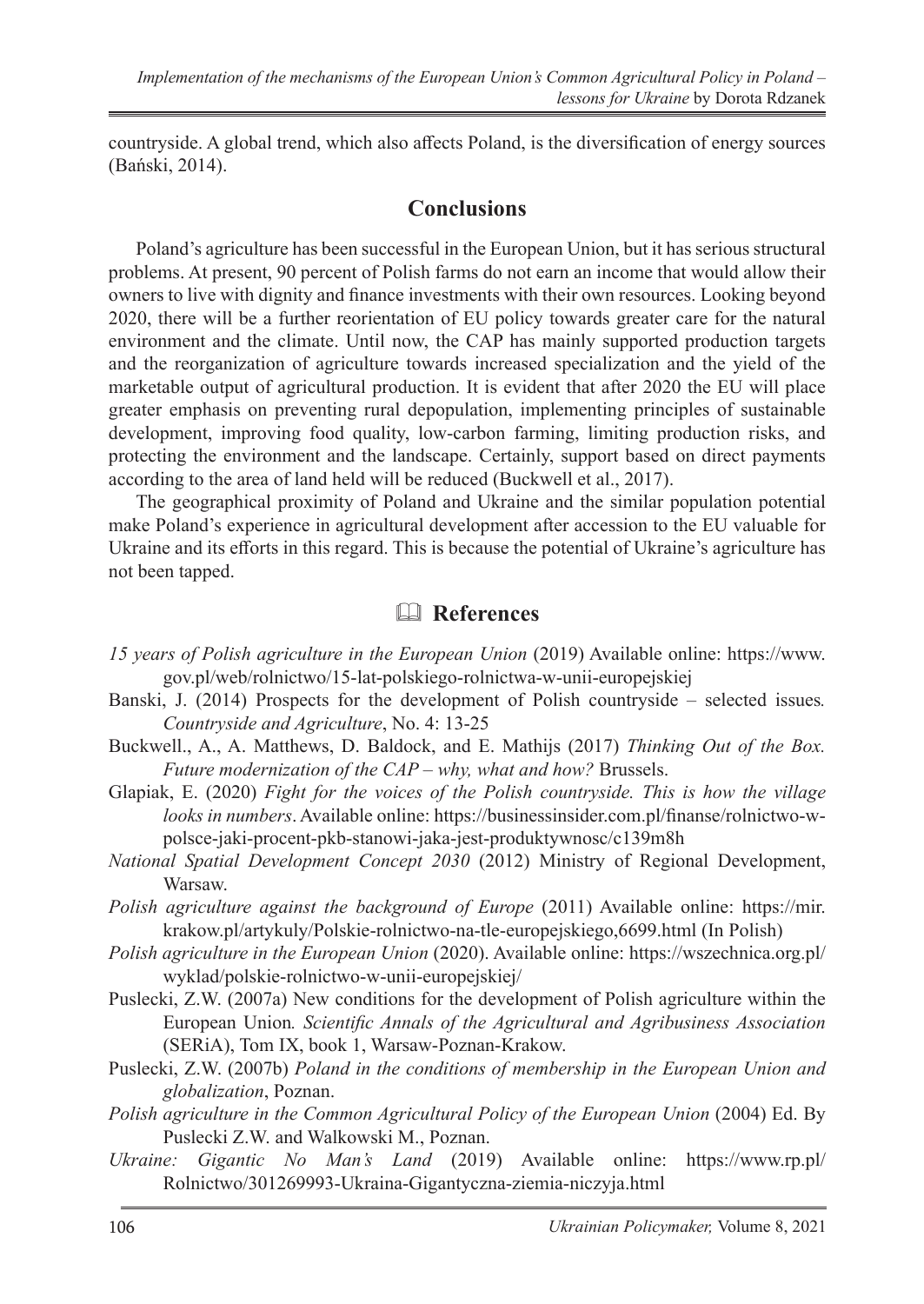countryside. A global trend, which also affects Poland, is the diversification of energy sources (Bański, 2014).

## Conclusions

Poland's agriculture has been successful in the European Union, but it has serious structural problems. At present, 90 percent of Polish farms do not earn an income that would allow their owners to live with dignity and finance investments with their own resources. Looking beyond 2020, there will be a further reorientation of EU policy towards greater care for the natural environment and the climate. Until now, the CAP has mainly supported production targets and the reorganization of agriculture towards increased specialization and the yield of the marketable output of agricultural production. It is evident that after 2020 the EU will place greater emphasis on preventing rural depopulation, implementing principles of sustainable development, improving food quality, low-carbon farming, limiting production risks, and protecting the environment and the landscape. Certainly, support based on direct payments according to the area of land held will be reduced (Buckwell et al., 2017).

The geographical proximity of Poland and Ukraine and the similar population potential make Poland's experience in agricultural development after accession to the EU valuable for Ukraine and its efforts in this regard. This is because the potential of Ukraine's agriculture has not been tapped.

## References

*15 years of Polish agriculture in the European Union* (2019) Available online: https://www.gov.pl/web/rolnictwo/15-lat-polskiego-rolnictwa-w-unii-europejskiej

Banski, J. (2014) Prospects for the development of Polish countryside – selected issues*. Countryside and Agriculture*, No. 4: 13-25

Buckwell., A., A. Matthews, D. Baldock, and E. Mathijs (2017) *Thinking Out of the Box. Future modernization of the CAP – why, what and how?* Brussels.

Glapiak, E. (2020) *Fight for the voices of the Polish countryside. This is how the village looks in numbers*. Available online: https://businessinsider.com.pl/finanse/rolnictwo-w-polsce-jaki-procent-pkb-stanowi-jaka-jest-produktywnosc/c139m8h

*National Spatial Development Concept 2030* (2012) Ministry of Regional Development, Warsaw.

*Polish agriculture against the background of Europe* (2011) Available online: https://mir.krakow.pl/artykuly/Polskie-rolnictwo-na-tle-europejskiego,6699.html (In Polish)

*Polish agriculture in the European Union* (2020). Available online: https://wszechnica.org.pl/wyklad/polskie-rolnictwo-w-unii-europejskiej/

Puslecki, Z.W. (2007a) New conditions for the development of Polish agriculture within the European Union*. Scientific Annals of the Agricultural and Agribusiness Association* (SERiA), Tom IX, book 1, Warsaw-Poznan-Krakow.

Puslecki, Z.W. (2007b) *Poland in the conditions of membership in the European Union and globalization*, Poznan.

*Polish agriculture in the Common Agricultural Policy of the European Union* (2004) Ed. By Puslecki Z.W. and Walkowski M., Poznan.

*Ukraine: Gigantic No Man's Land* (2019) Available online: https://www.rp.pl/Rolnictwo/301269993-Ukraina-Gigantyczna-ziemia-niczyja.html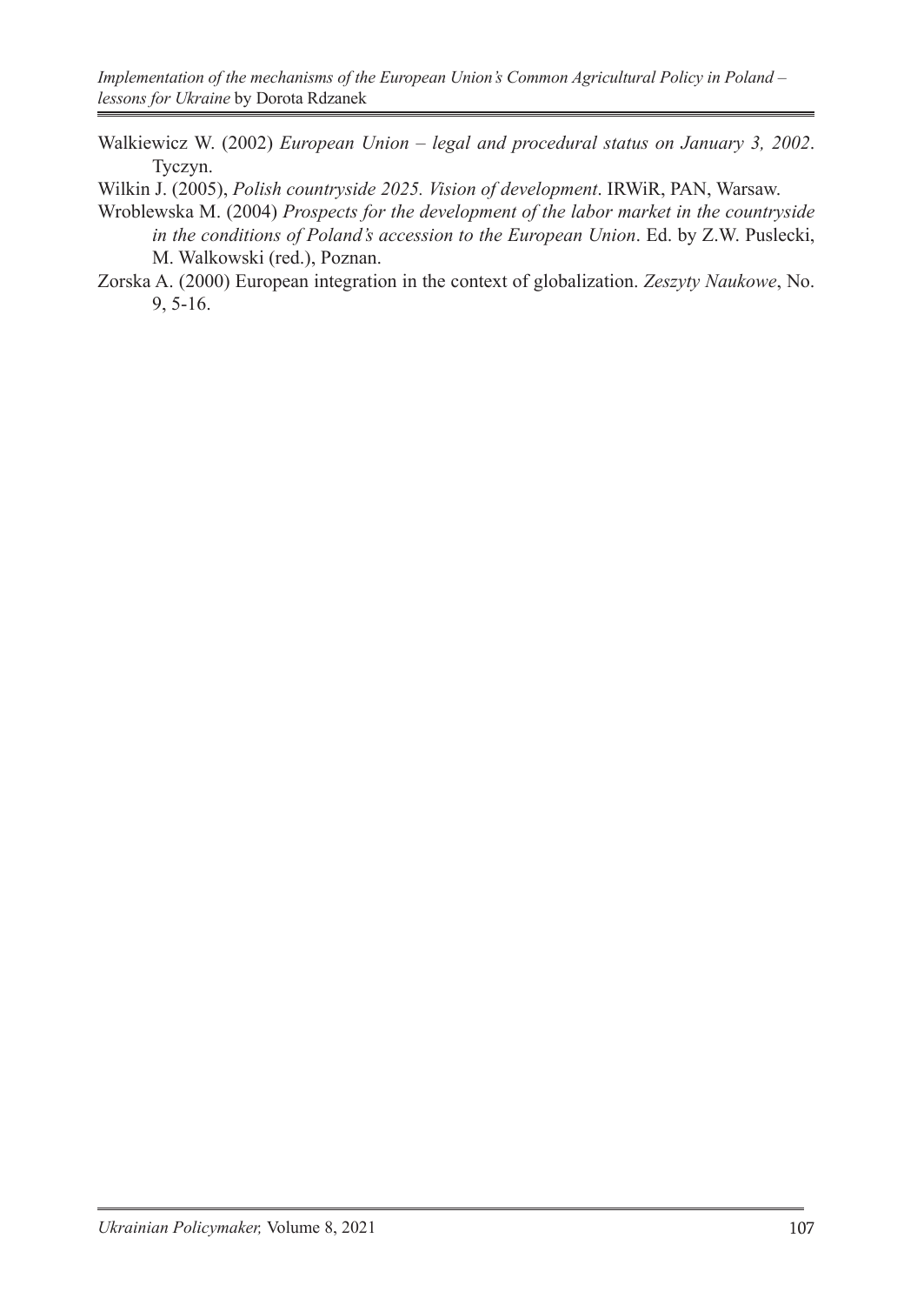Walkiewicz W. (2002) *European Union – legal and procedural status on January 3, 2002*. Tyczyn.

Wilkin J. (2005), *Polish countryside 2025. Vision of development*. IRWiR, PAN, Warsaw.

Wroblewska M. (2004) *Prospects for the development of the labor market in the countryside in the conditions of Poland's accession to the European Union*. Ed. by Z.W. Puslecki, M. Walkowski (red.), Poznan.

Zorska A. (2000) European integration in the context of globalization. *Zeszyty Naukowe*, No. 9, 5-16.